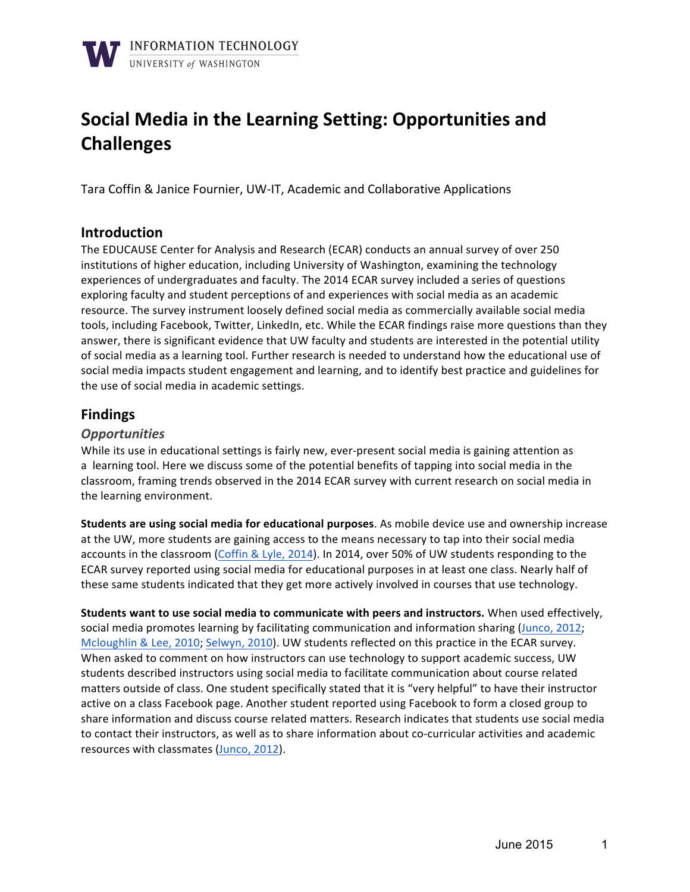# Social Media in the Learning Setting: Opportunities and Challenges

Tara Coffin & Janice Fournier, UW-IT, Academic and Collaborative Applications

## Introduction

The EDUCAUSE Center for Analysis and Research (ECAR) conducts an annual survey of over 250 institutions of higher education, including University of Washington, examining the technology experiences of undergraduates and faculty. The 2014 ECAR survey included a series of questions exploring faculty and student perceptions of and experiences with social media as an academic resource. The survey instrument loosely defined social media as commercially available social media tools, including Facebook, Twitter, LinkedIn, etc. While the ECAR findings raise more questions than they answer, there is significant evidence that UW faculty and students are interested in the potential utility of social media as a learning tool. Further research is needed to understand how the educational use of social media impacts student engagement and learning, and to identify best practice and guidelines for the use of social media in academic settings.

## Findings

### *Opportunities*

While its use in educational settings is fairly new, ever-present social media is gaining attention as a learning tool. Here we discuss some of the potential benefits of tapping into social media in the classroom, framing trends observed in the 2014 ECAR survey with current research on social media in the learning environment.

**Students are using social media for educational purposes**. As mobile device use and ownership increase at the UW, more students are gaining access to the means necessary to tap into their social media accounts in the classroom (Coffin & Lyle, 2014). In 2014, over 50% of UW students responding to the ECAR survey reported using social media for educational purposes in at least one class. Nearly half of these same students indicated that they get more actively involved in courses that use technology.

**Students want to use social media to communicate with peers and instructors.** When used effectively, social media promotes learning by facilitating communication and information sharing (Junco, 2012; Mcloughlin & Lee, 2010; Selwyn, 2010). UW students reflected on this practice in the ECAR survey. When asked to comment on how instructors can use technology to support academic success, UW students described instructors using social media to facilitate communication about course related matters outside of class. One student specifically stated that it is "very helpful" to have their instructor active on a class Facebook page. Another student reported using Facebook to form a closed group to share information and discuss course related matters. Research indicates that students use social media to contact their instructors, as well as to share information about co-curricular activities and academic resources with classmates (Junco, 2012).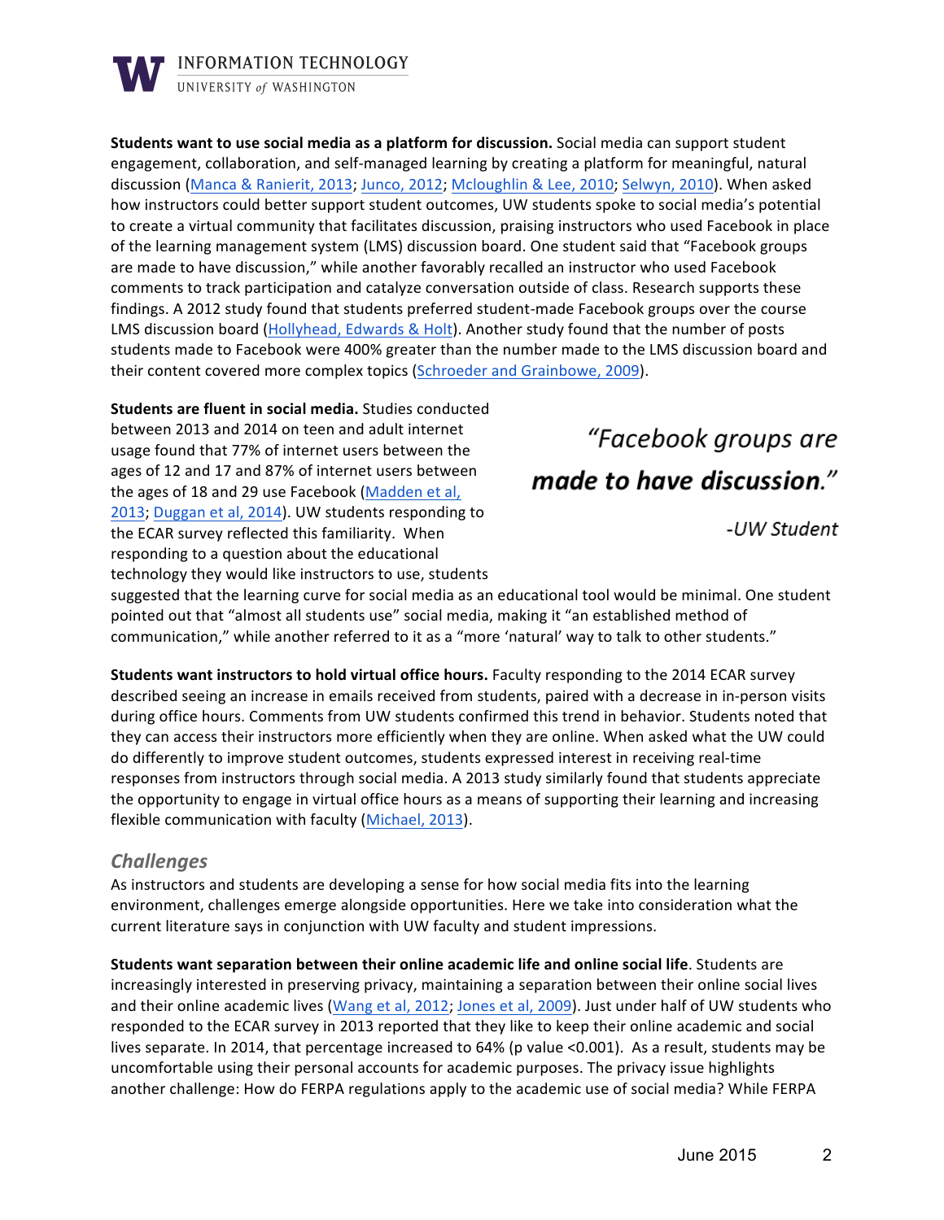**Students want to use social media as a platform for discussion.** Social media can support student engagement, collaboration, and self-managed learning by creating a platform for meaningful, natural discussion (Manca & Ranierit, 2013; Junco, 2012; Mcloughlin & Lee, 2010; Selwyn, 2010). When asked how instructors could better support student outcomes, UW students spoke to social media's potential to create a virtual community that facilitates discussion, praising instructors who used Facebook in place of the learning management system (LMS) discussion board. One student said that "Facebook groups are made to have discussion," while another favorably recalled an instructor who used Facebook comments to track participation and catalyze conversation outside of class. Research supports these findings. A 2012 study found that students preferred student-made Facebook groups over the course LMS discussion board (Hollyhead, Edwards & Holt). Another study found that the number of posts students made to Facebook were 400% greater than the number made to the LMS discussion board and their content covered more complex topics (Schroeder and Grainbowe, 2009).

**Students are fluent in social media.** Studies conducted between 2013 and 2014 on teen and adult internet usage found that 77% of internet users between the ages of 12 and 17 and 87% of internet users between the ages of 18 and 29 use Facebook (Madden et al, 2013; Duggan et al, 2014). UW students responding to the ECAR survey reflected this familiarity. When responding to a question about the educational technology they would like instructors to use, students suggested that the learning curve for social media as an educational tool would be minimal. One student pointed out that "almost all students use" social media, making it "an established method of communication," while another referred to it as a "more 'natural' way to talk to other students."

> *"Facebook groups are **made to have discussion.**"*
>
> *-UW Student*

**Students want instructors to hold virtual office hours.** Faculty responding to the 2014 ECAR survey described seeing an increase in emails received from students, paired with a decrease in in-person visits during office hours. Comments from UW students confirmed this trend in behavior. Students noted that they can access their instructors more efficiently when they are online. When asked what the UW could do differently to improve student outcomes, students expressed interest in receiving real-time responses from instructors through social media. A 2013 study similarly found that students appreciate the opportunity to engage in virtual office hours as a means of supporting their learning and increasing flexible communication with faculty (Michael, 2013).

## *Challenges*

As instructors and students are developing a sense for how social media fits into the learning environment, challenges emerge alongside opportunities. Here we take into consideration what the current literature says in conjunction with UW faculty and student impressions.

**Students want separation between their online academic life and online social life**. Students are increasingly interested in preserving privacy, maintaining a separation between their online social lives and their online academic lives (Wang et al, 2012; Jones et al, 2009). Just under half of UW students who responded to the ECAR survey in 2013 reported that they like to keep their online academic and social lives separate. In 2014, that percentage increased to 64% (p value <0.001). As a result, students may be uncomfortable using their personal accounts for academic purposes. The privacy issue highlights another challenge: How do FERPA regulations apply to the academic use of social media? While FERPA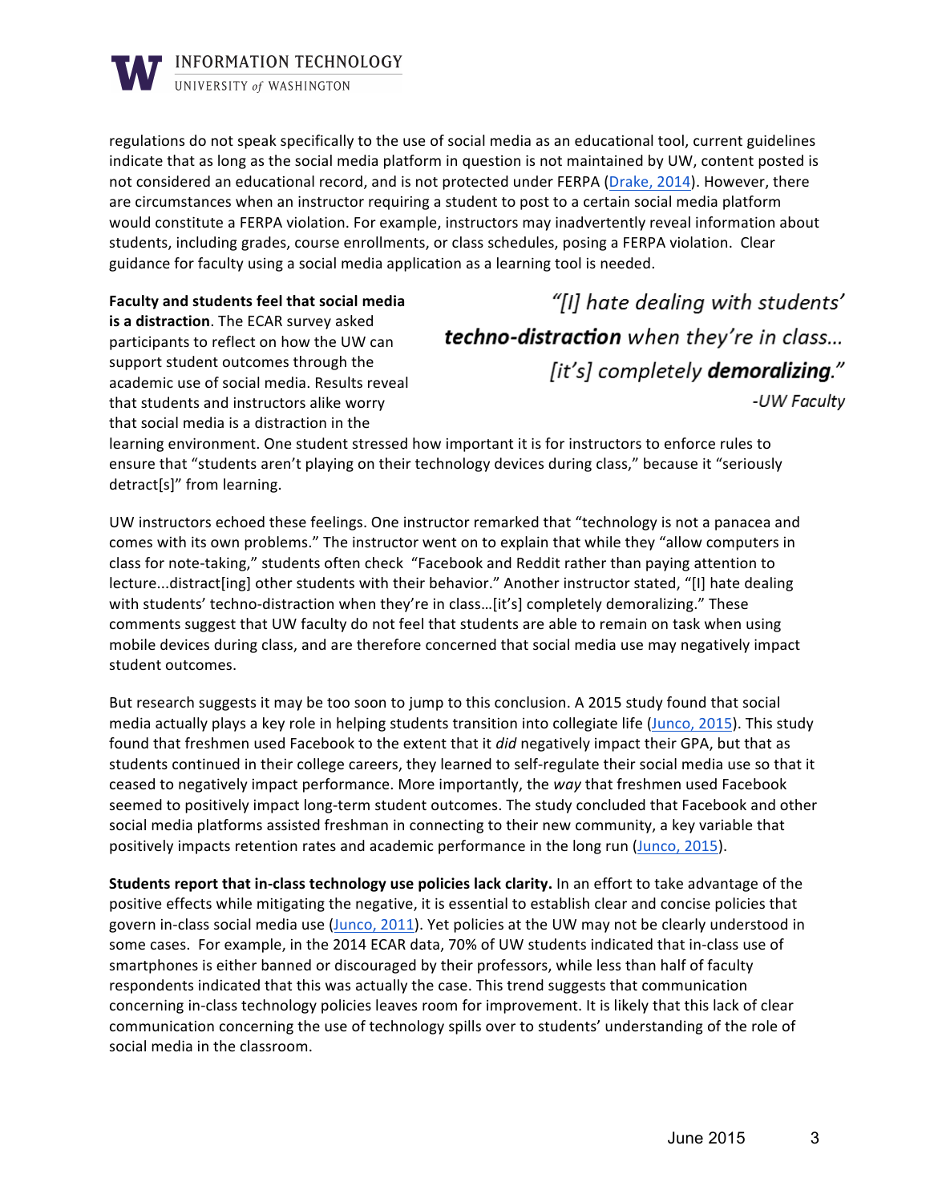regulations do not speak specifically to the use of social media as an educational tool, current guidelines indicate that as long as the social media platform in question is not maintained by UW, content posted is not considered an educational record, and is not protected under FERPA (Drake, 2014). However, there are circumstances when an instructor requiring a student to post to a certain social media platform would constitute a FERPA violation. For example, instructors may inadvertently reveal information about students, including grades, course enrollments, or class schedules, posing a FERPA violation. Clear guidance for faculty using a social media application as a learning tool is needed.

> *"[I] hate dealing with students' **techno-distraction** when they're in class... [it's] completely **demoralizing**."*
>
> *-UW Faculty*

**Faculty and students feel that social media is a distraction**. The ECAR survey asked participants to reflect on how the UW can support student outcomes through the academic use of social media. Results reveal that students and instructors alike worry that social media is a distraction in the learning environment. One student stressed how important it is for instructors to enforce rules to ensure that "students aren't playing on their technology devices during class," because it "seriously detract[s]" from learning.

UW instructors echoed these feelings. One instructor remarked that "technology is not a panacea and comes with its own problems." The instructor went on to explain that while they "allow computers in class for note-taking," students often check "Facebook and Reddit rather than paying attention to lecture...distract[ing] other students with their behavior." Another instructor stated, "[I] hate dealing with students' techno-distraction when they're in class…[it's] completely demoralizing." These comments suggest that UW faculty do not feel that students are able to remain on task when using mobile devices during class, and are therefore concerned that social media use may negatively impact student outcomes.

But research suggests it may be too soon to jump to this conclusion. A 2015 study found that social media actually plays a key role in helping students transition into collegiate life (Junco, 2015). This study found that freshmen used Facebook to the extent that it *did* negatively impact their GPA, but that as students continued in their college careers, they learned to self-regulate their social media use so that it ceased to negatively impact performance. More importantly, the *way* that freshmen used Facebook seemed to positively impact long-term student outcomes. The study concluded that Facebook and other social media platforms assisted freshman in connecting to their new community, a key variable that positively impacts retention rates and academic performance in the long run (Junco, 2015).

**Students report that in-class technology use policies lack clarity.** In an effort to take advantage of the positive effects while mitigating the negative, it is essential to establish clear and concise policies that govern in-class social media use (Junco, 2011). Yet policies at the UW may not be clearly understood in some cases. For example, in the 2014 ECAR data, 70% of UW students indicated that in-class use of smartphones is either banned or discouraged by their professors, while less than half of faculty respondents indicated that this was actually the case. This trend suggests that communication concerning in-class technology policies leaves room for improvement. It is likely that this lack of clear communication concerning the use of technology spills over to students' understanding of the role of social media in the classroom.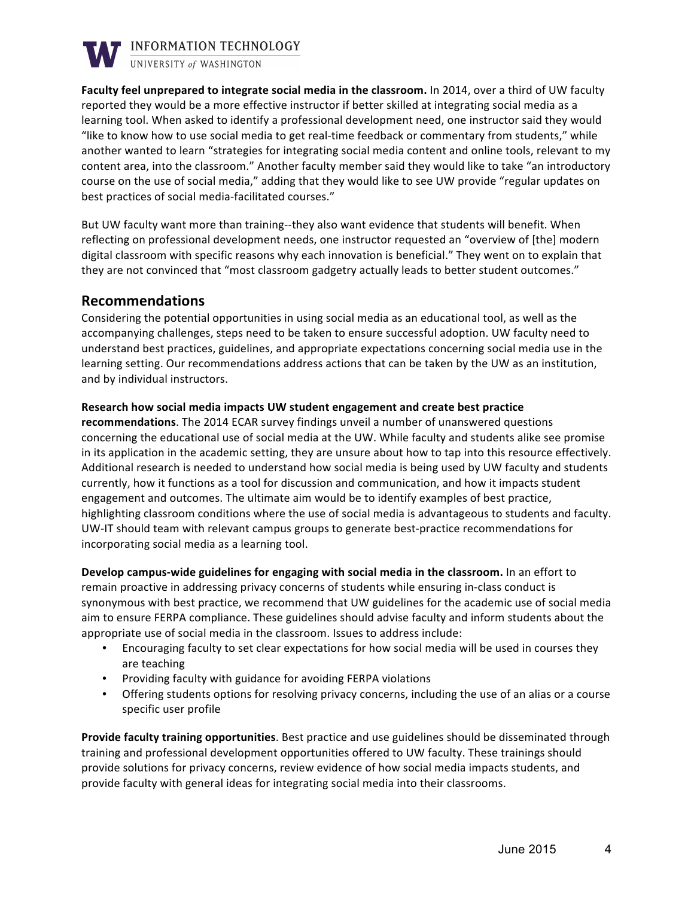**Faculty feel unprepared to integrate social media in the classroom.** In 2014, over a third of UW faculty reported they would be a more effective instructor if better skilled at integrating social media as a learning tool. When asked to identify a professional development need, one instructor said they would "like to know how to use social media to get real-time feedback or commentary from students," while another wanted to learn "strategies for integrating social media content and online tools, relevant to my content area, into the classroom." Another faculty member said they would like to take "an introductory course on the use of social media," adding that they would like to see UW provide "regular updates on best practices of social media-facilitated courses."

But UW faculty want more than training--they also want evidence that students will benefit. When reflecting on professional development needs, one instructor requested an "overview of [the] modern digital classroom with specific reasons why each innovation is beneficial." They went on to explain that they are not convinced that "most classroom gadgetry actually leads to better student outcomes."

## Recommendations

Considering the potential opportunities in using social media as an educational tool, as well as the accompanying challenges, steps need to be taken to ensure successful adoption. UW faculty need to understand best practices, guidelines, and appropriate expectations concerning social media use in the learning setting. Our recommendations address actions that can be taken by the UW as an institution, and by individual instructors.

**Research how social media impacts UW student engagement and create best practice recommendations**. The 2014 ECAR survey findings unveil a number of unanswered questions concerning the educational use of social media at the UW. While faculty and students alike see promise in its application in the academic setting, they are unsure about how to tap into this resource effectively. Additional research is needed to understand how social media is being used by UW faculty and students currently, how it functions as a tool for discussion and communication, and how it impacts student engagement and outcomes. The ultimate aim would be to identify examples of best practice, highlighting classroom conditions where the use of social media is advantageous to students and faculty. UW-IT should team with relevant campus groups to generate best-practice recommendations for incorporating social media as a learning tool.

**Develop campus-wide guidelines for engaging with social media in the classroom.** In an effort to remain proactive in addressing privacy concerns of students while ensuring in-class conduct is synonymous with best practice, we recommend that UW guidelines for the academic use of social media aim to ensure FERPA compliance. These guidelines should advise faculty and inform students about the appropriate use of social media in the classroom. Issues to address include:

- Encouraging faculty to set clear expectations for how social media will be used in courses they are teaching
- Providing faculty with guidance for avoiding FERPA violations
- Offering students options for resolving privacy concerns, including the use of an alias or a course specific user profile

**Provide faculty training opportunities**. Best practice and use guidelines should be disseminated through training and professional development opportunities offered to UW faculty. These trainings should provide solutions for privacy concerns, review evidence of how social media impacts students, and provide faculty with general ideas for integrating social media into their classrooms.